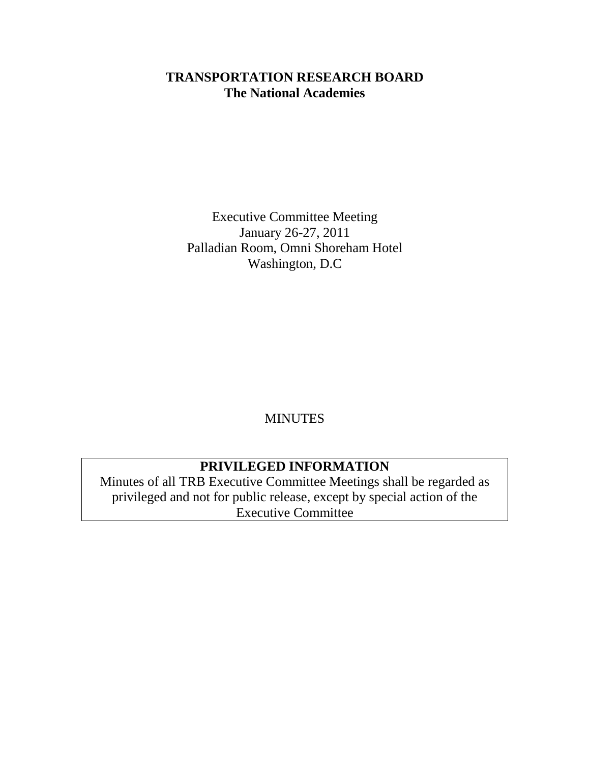# TRANSPORTATION RESEARCH BOARD
## The National Academies

Executive Committee Meeting
January 26-27, 2011
Palladian Room, Omni Shoreham Hotel
Washington, D.C

MINUTES

**PRIVILEGED INFORMATION**

Minutes of all TRB Executive Committee Meetings shall be regarded as privileged and not for public release, except by special action of the Executive Committee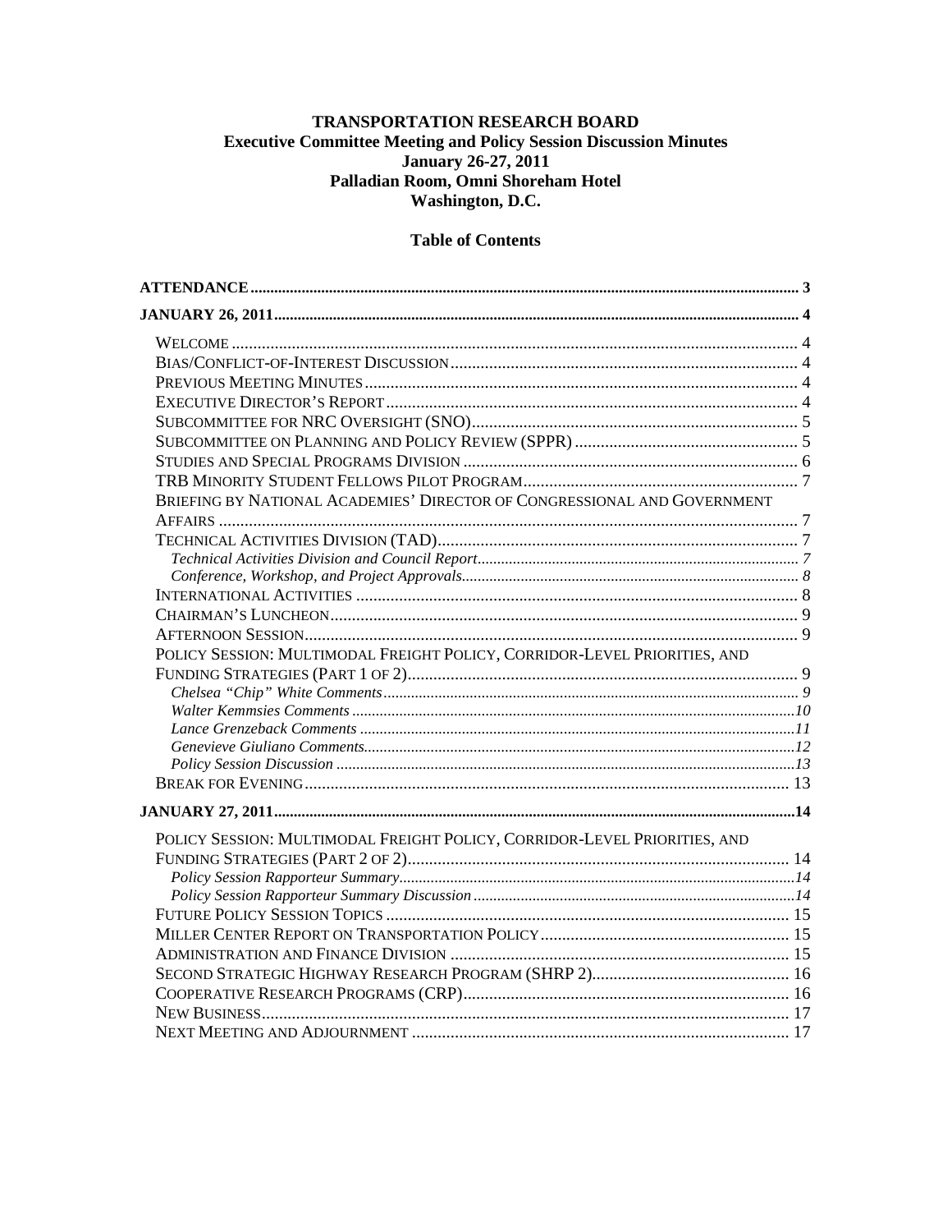# TRANSPORTATION RESEARCH BOARD
## Executive Committee Meeting and Policy Session Discussion Minutes
## January 26-27, 2011
## Palladian Room, Omni Shoreham Hotel
## Washington, D.C.

### Table of Contents

**ATTENDANCE** ..... 3

**JANUARY 26, 2011** ..... 4

- WELCOME ..... 4
- BIAS/CONFLICT-OF-INTEREST DISCUSSION ..... 4
- PREVIOUS MEETING MINUTES ..... 4
- EXECUTIVE DIRECTOR'S REPORT ..... 4
- SUBCOMMITTEE FOR NRC OVERSIGHT (SNO) ..... 5
- SUBCOMMITTEE ON PLANNING AND POLICY REVIEW (SPPR) ..... 5
- STUDIES AND SPECIAL PROGRAMS DIVISION ..... 6
- TRB MINORITY STUDENT FELLOWS PILOT PROGRAM ..... 7
- BRIEFING BY NATIONAL ACADEMIES' DIRECTOR OF CONGRESSIONAL AND GOVERNMENT AFFAIRS ..... 7
- TECHNICAL ACTIVITIES DIVISION (TAD) ..... 7
  - *Technical Activities Division and Council Report* ..... 7
  - *Conference, Workshop, and Project Approvals* ..... 8
- INTERNATIONAL ACTIVITIES ..... 8
- CHAIRMAN'S LUNCHEON ..... 9
- AFTERNOON SESSION ..... 9
- POLICY SESSION: MULTIMODAL FREIGHT POLICY, CORRIDOR-LEVEL PRIORITIES, AND FUNDING STRATEGIES (PART 1 OF 2) ..... 9
  - *Chelsea "Chip" White Comments* ..... 9
  - *Walter Kemmsies Comments* ..... 10
  - *Lance Grenzeback Comments* ..... 11
  - *Genevieve Giuliano Comments* ..... 12
  - *Policy Session Discussion* ..... 13
- BREAK FOR EVENING ..... 13

**JANUARY 27, 2011** ..... 14

- POLICY SESSION: MULTIMODAL FREIGHT POLICY, CORRIDOR-LEVEL PRIORITIES, AND FUNDING STRATEGIES (PART 2 OF 2) ..... 14
  - *Policy Session Rapporteur Summary* ..... 14
  - *Policy Session Rapporteur Summary Discussion* ..... 14
- FUTURE POLICY SESSION TOPICS ..... 15
- MILLER CENTER REPORT ON TRANSPORTATION POLICY ..... 15
- ADMINISTRATION AND FINANCE DIVISION ..... 15
- SECOND STRATEGIC HIGHWAY RESEARCH PROGRAM (SHRP 2) ..... 16
- COOPERATIVE RESEARCH PROGRAMS (CRP) ..... 16
- NEW BUSINESS ..... 17
- NEXT MEETING AND ADJOURNMENT ..... 17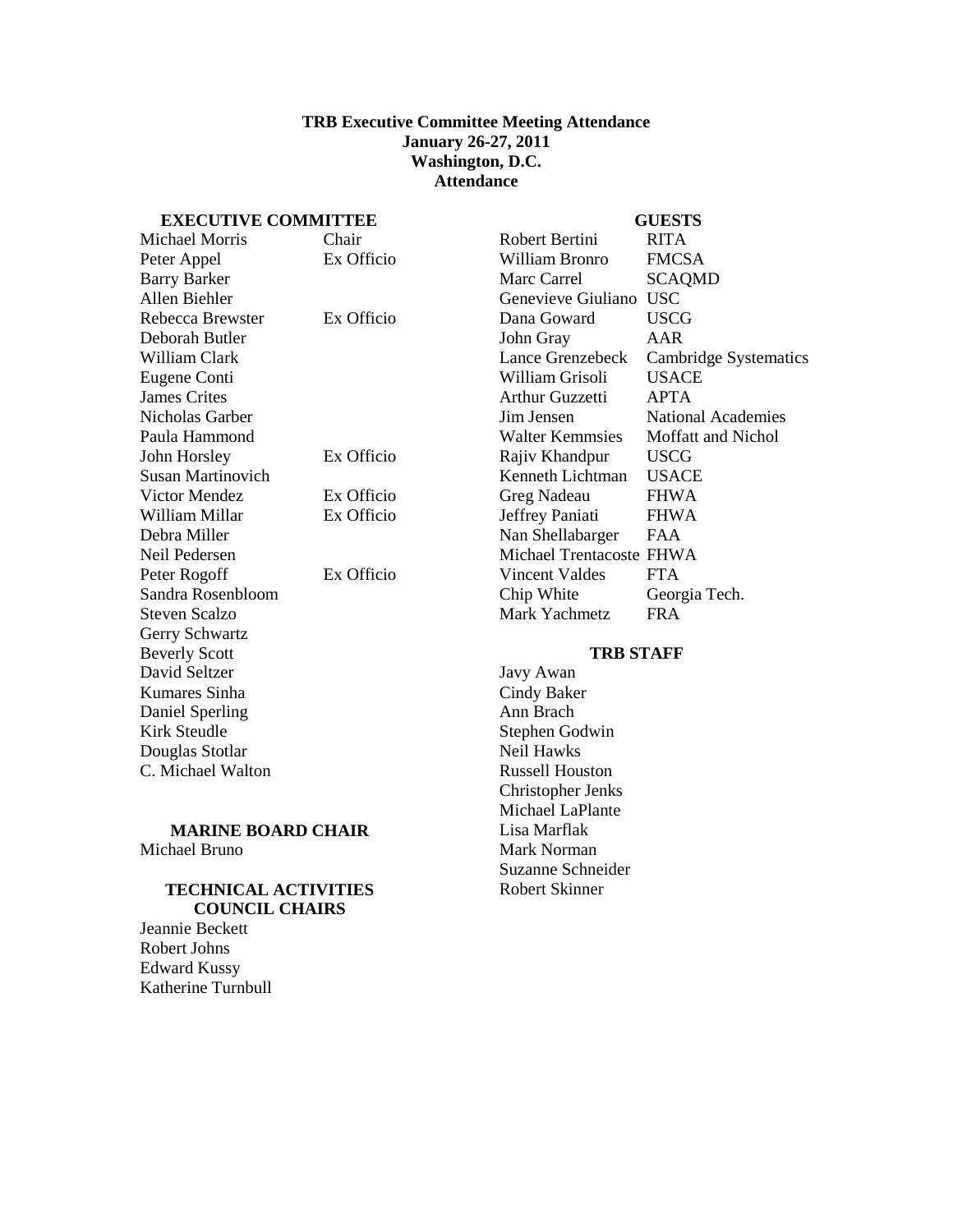# TRB Executive Committee Meeting Attendance
## January 26-27, 2011
## Washington, D.C.
## Attendance

### EXECUTIVE COMMITTEE

| Name | Role |
|---|---|
| Michael Morris | Chair |
| Peter Appel | Ex Officio |
| Barry Barker | |
| Allen Biehler | |
| Rebecca Brewster | Ex Officio |
| Deborah Butler | |
| William Clark | |
| Eugene Conti | |
| James Crites | |
| Nicholas Garber | |
| Paula Hammond | |
| John Horsley | Ex Officio |
| Susan Martinovich | |
| Victor Mendez | Ex Officio |
| William Millar | Ex Officio |
| Debra Miller | |
| Neil Pedersen | |
| Peter Rogoff | Ex Officio |
| Sandra Rosenbloom | |
| Steven Scalzo | |
| Gerry Schwartz | |
| Beverly Scott | |
| David Seltzer | |
| Kumares Sinha | |
| Daniel Sperling | |
| Kirk Steudle | |
| Douglas Stotlar | |
| C. Michael Walton | |

### MARINE BOARD CHAIR

Michael Bruno

### TECHNICAL ACTIVITIES COUNCIL CHAIRS

Jeannie Beckett
Robert Johns
Edward Kussy
Katherine Turnbull

### GUESTS

| Name | Organization |
|---|---|
| Robert Bertini | RITA |
| William Bronro | FMCSA |
| Marc Carrel | SCAQMD |
| Genevieve Giuliano | USC |
| Dana Goward | USCG |
| John Gray | AAR |
| Lance Grenzebeck | Cambridge Systematics |
| William Grisoli | USACE |
| Arthur Guzzetti | APTA |
| Jim Jensen | National Academies |
| Walter Kemmsies | Moffatt and Nichol |
| Rajiv Khandpur | USCG |
| Kenneth Lichtman | USACE |
| Greg Nadeau | FHWA |
| Jeffrey Paniati | FHWA |
| Nan Shellabarger | FAA |
| Michael Trentacoste | FHWA |
| Vincent Valdes | FTA |
| Chip White | Georgia Tech. |
| Mark Yachmetz | FRA |

### TRB STAFF

Javy Awan
Cindy Baker
Ann Brach
Stephen Godwin
Neil Hawks
Russell Houston
Christopher Jenks
Michael LaPlante
Lisa Marflak
Mark Norman
Suzanne Schneider
Robert Skinner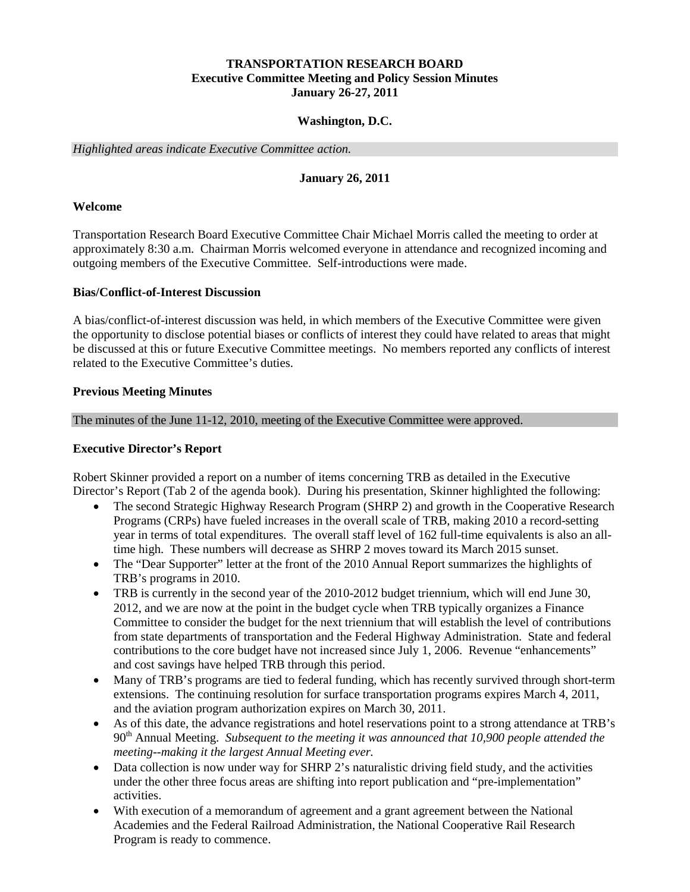**TRANSPORTATION RESEARCH BOARD**
**Executive Committee Meeting and Policy Session Minutes**
**January 26-27, 2011**

**Washington, D.C.**

*Highlighted areas indicate Executive Committee action.*

**January 26, 2011**

## Welcome

Transportation Research Board Executive Committee Chair Michael Morris called the meeting to order at approximately 8:30 a.m. Chairman Morris welcomed everyone in attendance and recognized incoming and outgoing members of the Executive Committee. Self-introductions were made.

## Bias/Conflict-of-Interest Discussion

A bias/conflict-of-interest discussion was held, in which members of the Executive Committee were given the opportunity to disclose potential biases or conflicts of interest they could have related to areas that might be discussed at this or future Executive Committee meetings. No members reported any conflicts of interest related to the Executive Committee's duties.

## Previous Meeting Minutes

The minutes of the June 11-12, 2010, meeting of the Executive Committee were approved.

## Executive Director's Report

Robert Skinner provided a report on a number of items concerning TRB as detailed in the Executive Director's Report (Tab 2 of the agenda book). During his presentation, Skinner highlighted the following:

- The second Strategic Highway Research Program (SHRP 2) and growth in the Cooperative Research Programs (CRPs) have fueled increases in the overall scale of TRB, making 2010 a record-setting year in terms of total expenditures. The overall staff level of 162 full-time equivalents is also an all-time high. These numbers will decrease as SHRP 2 moves toward its March 2015 sunset.
- The "Dear Supporter" letter at the front of the 2010 Annual Report summarizes the highlights of TRB's programs in 2010.
- TRB is currently in the second year of the 2010-2012 budget triennium, which will end June 30, 2012, and we are now at the point in the budget cycle when TRB typically organizes a Finance Committee to consider the budget for the next triennium that will establish the level of contributions from state departments of transportation and the Federal Highway Administration. State and federal contributions to the core budget have not increased since July 1, 2006. Revenue "enhancements" and cost savings have helped TRB through this period.
- Many of TRB's programs are tied to federal funding, which has recently survived through short-term extensions. The continuing resolution for surface transportation programs expires March 4, 2011, and the aviation program authorization expires on March 30, 2011.
- As of this date, the advance registrations and hotel reservations point to a strong attendance at TRB's 90th Annual Meeting. *Subsequent to the meeting it was announced that 10,900 people attended the meeting--making it the largest Annual Meeting ever.*
- Data collection is now under way for SHRP 2's naturalistic driving field study, and the activities under the other three focus areas are shifting into report publication and "pre-implementation" activities.
- With execution of a memorandum of agreement and a grant agreement between the National Academies and the Federal Railroad Administration, the National Cooperative Rail Research Program is ready to commence.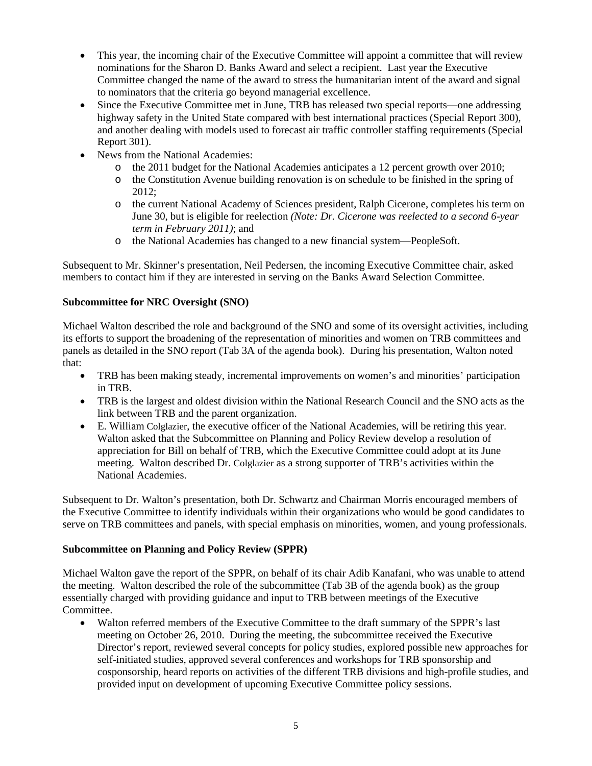- This year, the incoming chair of the Executive Committee will appoint a committee that will review nominations for the Sharon D. Banks Award and select a recipient. Last year the Executive Committee changed the name of the award to stress the humanitarian intent of the award and signal to nominators that the criteria go beyond managerial excellence.
- Since the Executive Committee met in June, TRB has released two special reports—one addressing highway safety in the United State compared with best international practices (Special Report 300), and another dealing with models used to forecast air traffic controller staffing requirements (Special Report 301).
- News from the National Academies:
  - the 2011 budget for the National Academies anticipates a 12 percent growth over 2010;
  - the Constitution Avenue building renovation is on schedule to be finished in the spring of 2012;
  - the current National Academy of Sciences president, Ralph Cicerone, completes his term on June 30, but is eligible for reelection *(Note: Dr. Cicerone was reelected to a second 6-year term in February 2011)*; and
  - the National Academies has changed to a new financial system—PeopleSoft.

Subsequent to Mr. Skinner's presentation, Neil Pedersen, the incoming Executive Committee chair, asked members to contact him if they are interested in serving on the Banks Award Selection Committee.

**Subcommittee for NRC Oversight (SNO)**

Michael Walton described the role and background of the SNO and some of its oversight activities, including its efforts to support the broadening of the representation of minorities and women on TRB committees and panels as detailed in the SNO report (Tab 3A of the agenda book). During his presentation, Walton noted that:

- TRB has been making steady, incremental improvements on women's and minorities' participation in TRB.
- TRB is the largest and oldest division within the National Research Council and the SNO acts as the link between TRB and the parent organization.
- E. William Colglazier, the executive officer of the National Academies, will be retiring this year. Walton asked that the Subcommittee on Planning and Policy Review develop a resolution of appreciation for Bill on behalf of TRB, which the Executive Committee could adopt at its June meeting. Walton described Dr. Colglazier as a strong supporter of TRB's activities within the National Academies.

Subsequent to Dr. Walton's presentation, both Dr. Schwartz and Chairman Morris encouraged members of the Executive Committee to identify individuals within their organizations who would be good candidates to serve on TRB committees and panels, with special emphasis on minorities, women, and young professionals.

**Subcommittee on Planning and Policy Review (SPPR)**

Michael Walton gave the report of the SPPR, on behalf of its chair Adib Kanafani, who was unable to attend the meeting. Walton described the role of the subcommittee (Tab 3B of the agenda book) as the group essentially charged with providing guidance and input to TRB between meetings of the Executive Committee.

- Walton referred members of the Executive Committee to the draft summary of the SPPR's last meeting on October 26, 2010. During the meeting, the subcommittee received the Executive Director's report, reviewed several concepts for policy studies, explored possible new approaches for self-initiated studies, approved several conferences and workshops for TRB sponsorship and cosponsorship, heard reports on activities of the different TRB divisions and high-profile studies, and provided input on development of upcoming Executive Committee policy sessions.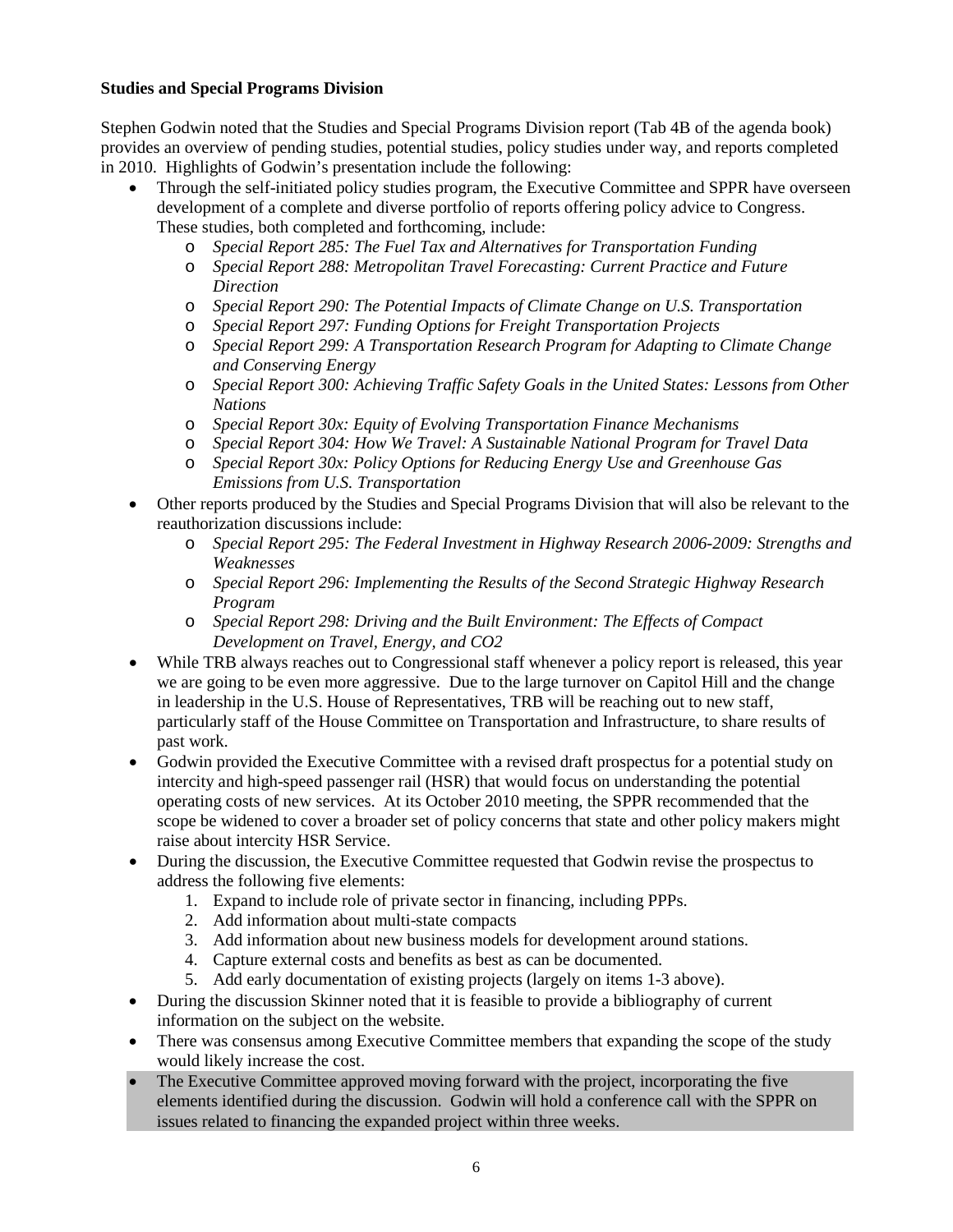**Studies and Special Programs Division**

Stephen Godwin noted that the Studies and Special Programs Division report (Tab 4B of the agenda book) provides an overview of pending studies, potential studies, policy studies under way, and reports completed in 2010. Highlights of Godwin's presentation include the following:

- Through the self-initiated policy studies program, the Executive Committee and SPPR have overseen development of a complete and diverse portfolio of reports offering policy advice to Congress. These studies, both completed and forthcoming, include:
  - *Special Report 285: The Fuel Tax and Alternatives for Transportation Funding*
  - *Special Report 288: Metropolitan Travel Forecasting: Current Practice and Future Direction*
  - *Special Report 290: The Potential Impacts of Climate Change on U.S. Transportation*
  - *Special Report 297: Funding Options for Freight Transportation Projects*
  - *Special Report 299: A Transportation Research Program for Adapting to Climate Change and Conserving Energy*
  - *Special Report 300: Achieving Traffic Safety Goals in the United States: Lessons from Other Nations*
  - *Special Report 30x: Equity of Evolving Transportation Finance Mechanisms*
  - *Special Report 304: How We Travel: A Sustainable National Program for Travel Data*
  - *Special Report 30x: Policy Options for Reducing Energy Use and Greenhouse Gas Emissions from U.S. Transportation*
- Other reports produced by the Studies and Special Programs Division that will also be relevant to the reauthorization discussions include:
  - *Special Report 295: The Federal Investment in Highway Research 2006-2009: Strengths and Weaknesses*
  - *Special Report 296: Implementing the Results of the Second Strategic Highway Research Program*
  - *Special Report 298: Driving and the Built Environment: The Effects of Compact Development on Travel, Energy, and CO2*
- While TRB always reaches out to Congressional staff whenever a policy report is released, this year we are going to be even more aggressive. Due to the large turnover on Capitol Hill and the change in leadership in the U.S. House of Representatives, TRB will be reaching out to new staff, particularly staff of the House Committee on Transportation and Infrastructure, to share results of past work.
- Godwin provided the Executive Committee with a revised draft prospectus for a potential study on intercity and high-speed passenger rail (HSR) that would focus on understanding the potential operating costs of new services. At its October 2010 meeting, the SPPR recommended that the scope be widened to cover a broader set of policy concerns that state and other policy makers might raise about intercity HSR Service.
- During the discussion, the Executive Committee requested that Godwin revise the prospectus to address the following five elements:
  1. Expand to include role of private sector in financing, including PPPs.
  2. Add information about multi-state compacts
  3. Add information about new business models for development around stations.
  4. Capture external costs and benefits as best as can be documented.
  5. Add early documentation of existing projects (largely on items 1-3 above).
- During the discussion Skinner noted that it is feasible to provide a bibliography of current information on the subject on the website.
- There was consensus among Executive Committee members that expanding the scope of the study would likely increase the cost.
- The Executive Committee approved moving forward with the project, incorporating the five elements identified during the discussion. Godwin will hold a conference call with the SPPR on issues related to financing the expanded project within three weeks.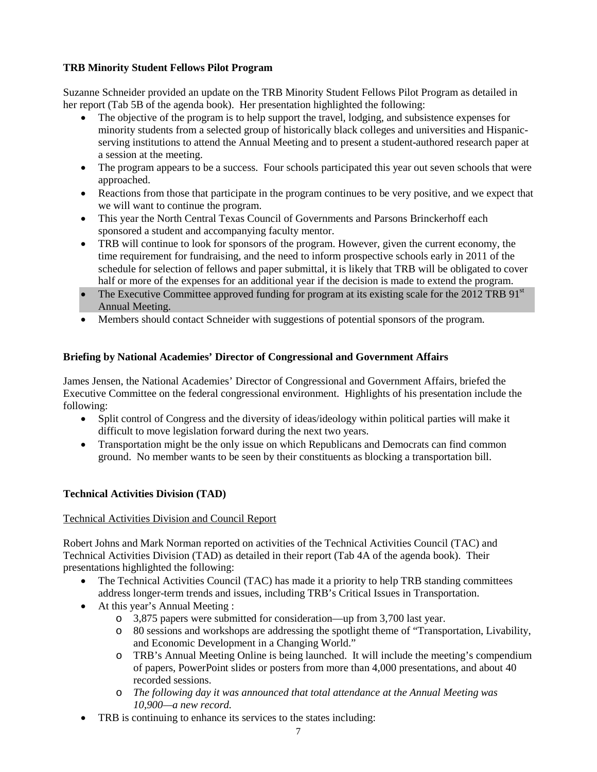**TRB Minority Student Fellows Pilot Program**

Suzanne Schneider provided an update on the TRB Minority Student Fellows Pilot Program as detailed in her report (Tab 5B of the agenda book). Her presentation highlighted the following:

- The objective of the program is to help support the travel, lodging, and subsistence expenses for minority students from a selected group of historically black colleges and universities and Hispanic-serving institutions to attend the Annual Meeting and to present a student-authored research paper at a session at the meeting.
- The program appears to be a success. Four schools participated this year out seven schools that were approached.
- Reactions from those that participate in the program continues to be very positive, and we expect that we will want to continue the program.
- This year the North Central Texas Council of Governments and Parsons Brinckerhoff each sponsored a student and accompanying faculty mentor.
- TRB will continue to look for sponsors of the program. However, given the current economy, the time requirement for fundraising, and the need to inform prospective schools early in 2011 of the schedule for selection of fellows and paper submittal, it is likely that TRB will be obligated to cover half or more of the expenses for an additional year if the decision is made to extend the program.
- The Executive Committee approved funding for program at its existing scale for the 2012 TRB 91st Annual Meeting.
- Members should contact Schneider with suggestions of potential sponsors of the program.

**Briefing by National Academies' Director of Congressional and Government Affairs**

James Jensen, the National Academies' Director of Congressional and Government Affairs, briefed the Executive Committee on the federal congressional environment. Highlights of his presentation include the following:

- Split control of Congress and the diversity of ideas/ideology within political parties will make it difficult to move legislation forward during the next two years.
- Transportation might be the only issue on which Republicans and Democrats can find common ground. No member wants to be seen by their constituents as blocking a transportation bill.

**Technical Activities Division (TAD)**

Technical Activities Division and Council Report

Robert Johns and Mark Norman reported on activities of the Technical Activities Council (TAC) and Technical Activities Division (TAD) as detailed in their report (Tab 4A of the agenda book). Their presentations highlighted the following:

- The Technical Activities Council (TAC) has made it a priority to help TRB standing committees address longer-term trends and issues, including TRB's Critical Issues in Transportation.
- At this year's Annual Meeting :
  - 3,875 papers were submitted for consideration—up from 3,700 last year.
  - 80 sessions and workshops are addressing the spotlight theme of "Transportation, Livability, and Economic Development in a Changing World."
  - TRB's Annual Meeting Online is being launched. It will include the meeting's compendium of papers, PowerPoint slides or posters from more than 4,000 presentations, and about 40 recorded sessions.
  - *The following day it was announced that total attendance at the Annual Meeting was 10,900—a new record.*
- TRB is continuing to enhance its services to the states including: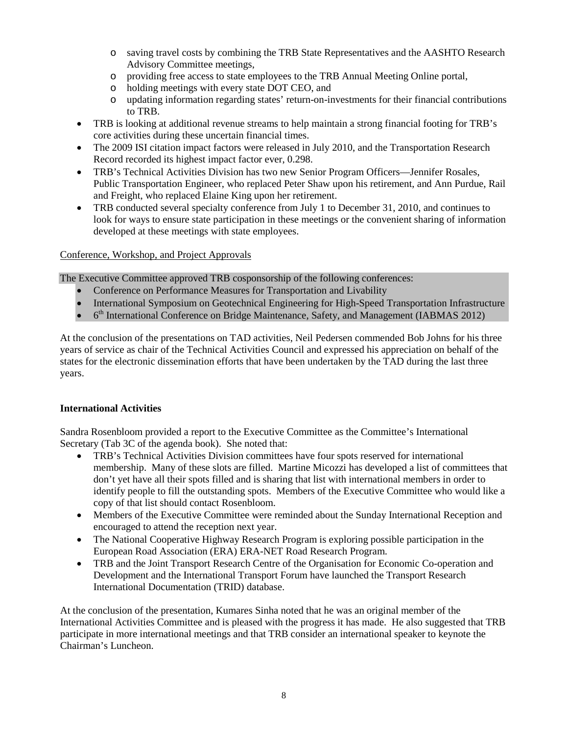- saving travel costs by combining the TRB State Representatives and the AASHTO Research Advisory Committee meetings,
  - providing free access to state employees to the TRB Annual Meeting Online portal,
  - holding meetings with every state DOT CEO, and
  - updating information regarding states' return-on-investments for their financial contributions to TRB.
- TRB is looking at additional revenue streams to help maintain a strong financial footing for TRB's core activities during these uncertain financial times.
- The 2009 ISI citation impact factors were released in July 2010, and the Transportation Research Record recorded its highest impact factor ever, 0.298.
- TRB's Technical Activities Division has two new Senior Program Officers—Jennifer Rosales, Public Transportation Engineer, who replaced Peter Shaw upon his retirement, and Ann Purdue, Rail and Freight, who replaced Elaine King upon her retirement.
- TRB conducted several specialty conference from July 1 to December 31, 2010, and continues to look for ways to ensure state participation in these meetings or the convenient sharing of information developed at these meetings with state employees.

Conference, Workshop, and Project Approvals

The Executive Committee approved TRB cosponsorship of the following conferences:

- Conference on Performance Measures for Transportation and Livability
- International Symposium on Geotechnical Engineering for High-Speed Transportation Infrastructure
- 6th International Conference on Bridge Maintenance, Safety, and Management (IABMAS 2012)

At the conclusion of the presentations on TAD activities, Neil Pedersen commended Bob Johns for his three years of service as chair of the Technical Activities Council and expressed his appreciation on behalf of the states for the electronic dissemination efforts that have been undertaken by the TAD during the last three years.

**International Activities**

Sandra Rosenbloom provided a report to the Executive Committee as the Committee's International Secretary (Tab 3C of the agenda book). She noted that:

- TRB's Technical Activities Division committees have four spots reserved for international membership. Many of these slots are filled. Martine Micozzi has developed a list of committees that don't yet have all their spots filled and is sharing that list with international members in order to identify people to fill the outstanding spots. Members of the Executive Committee who would like a copy of that list should contact Rosenbloom.
- Members of the Executive Committee were reminded about the Sunday International Reception and encouraged to attend the reception next year.
- The National Cooperative Highway Research Program is exploring possible participation in the European Road Association (ERA) ERA-NET Road Research Program.
- TRB and the Joint Transport Research Centre of the Organisation for Economic Co-operation and Development and the International Transport Forum have launched the Transport Research International Documentation (TRID) database.

At the conclusion of the presentation, Kumares Sinha noted that he was an original member of the International Activities Committee and is pleased with the progress it has made. He also suggested that TRB participate in more international meetings and that TRB consider an international speaker to keynote the Chairman's Luncheon.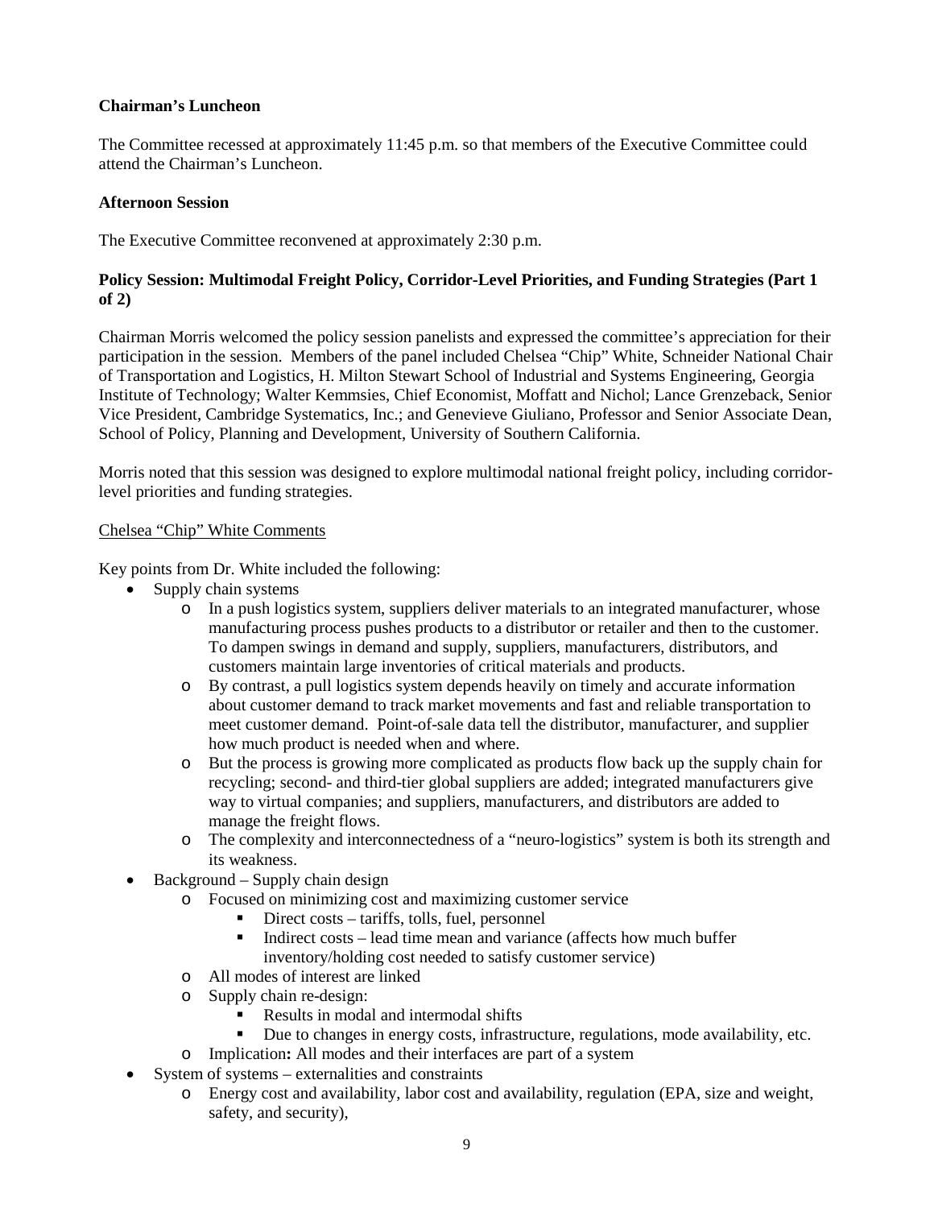**Chairman's Luncheon**

The Committee recessed at approximately 11:45 p.m. so that members of the Executive Committee could attend the Chairman's Luncheon.

**Afternoon Session**

The Executive Committee reconvened at approximately 2:30 p.m.

**Policy Session: Multimodal Freight Policy, Corridor-Level Priorities, and Funding Strategies (Part 1 of 2)**

Chairman Morris welcomed the policy session panelists and expressed the committee's appreciation for their participation in the session. Members of the panel included Chelsea "Chip" White, Schneider National Chair of Transportation and Logistics, H. Milton Stewart School of Industrial and Systems Engineering, Georgia Institute of Technology; Walter Kemmsies, Chief Economist, Moffatt and Nichol; Lance Grenzeback, Senior Vice President, Cambridge Systematics, Inc.; and Genevieve Giuliano, Professor and Senior Associate Dean, School of Policy, Planning and Development, University of Southern California.

Morris noted that this session was designed to explore multimodal national freight policy, including corridor-level priorities and funding strategies.

<u>Chelsea "Chip" White Comments</u>

Key points from Dr. White included the following:

- Supply chain systems
  - In a push logistics system, suppliers deliver materials to an integrated manufacturer, whose manufacturing process pushes products to a distributor or retailer and then to the customer. To dampen swings in demand and supply, suppliers, manufacturers, distributors, and customers maintain large inventories of critical materials and products.
  - By contrast, a pull logistics system depends heavily on timely and accurate information about customer demand to track market movements and fast and reliable transportation to meet customer demand. Point-of-sale data tell the distributor, manufacturer, and supplier how much product is needed when and where.
  - But the process is growing more complicated as products flow back up the supply chain for recycling; second- and third-tier global suppliers are added; integrated manufacturers give way to virtual companies; and suppliers, manufacturers, and distributors are added to manage the freight flows.
  - The complexity and interconnectedness of a "neuro-logistics" system is both its strength and its weakness.
- Background – Supply chain design
  - Focused on minimizing cost and maximizing customer service
    - Direct costs – tariffs, tolls, fuel, personnel
    - Indirect costs – lead time mean and variance (affects how much buffer inventory/holding cost needed to satisfy customer service)
  - All modes of interest are linked
  - Supply chain re-design:
    - Results in modal and intermodal shifts
    - Due to changes in energy costs, infrastructure, regulations, mode availability, etc.
  - Implication**:** All modes and their interfaces are part of a system
- System of systems – externalities and constraints
  - Energy cost and availability, labor cost and availability, regulation (EPA, size and weight, safety, and security),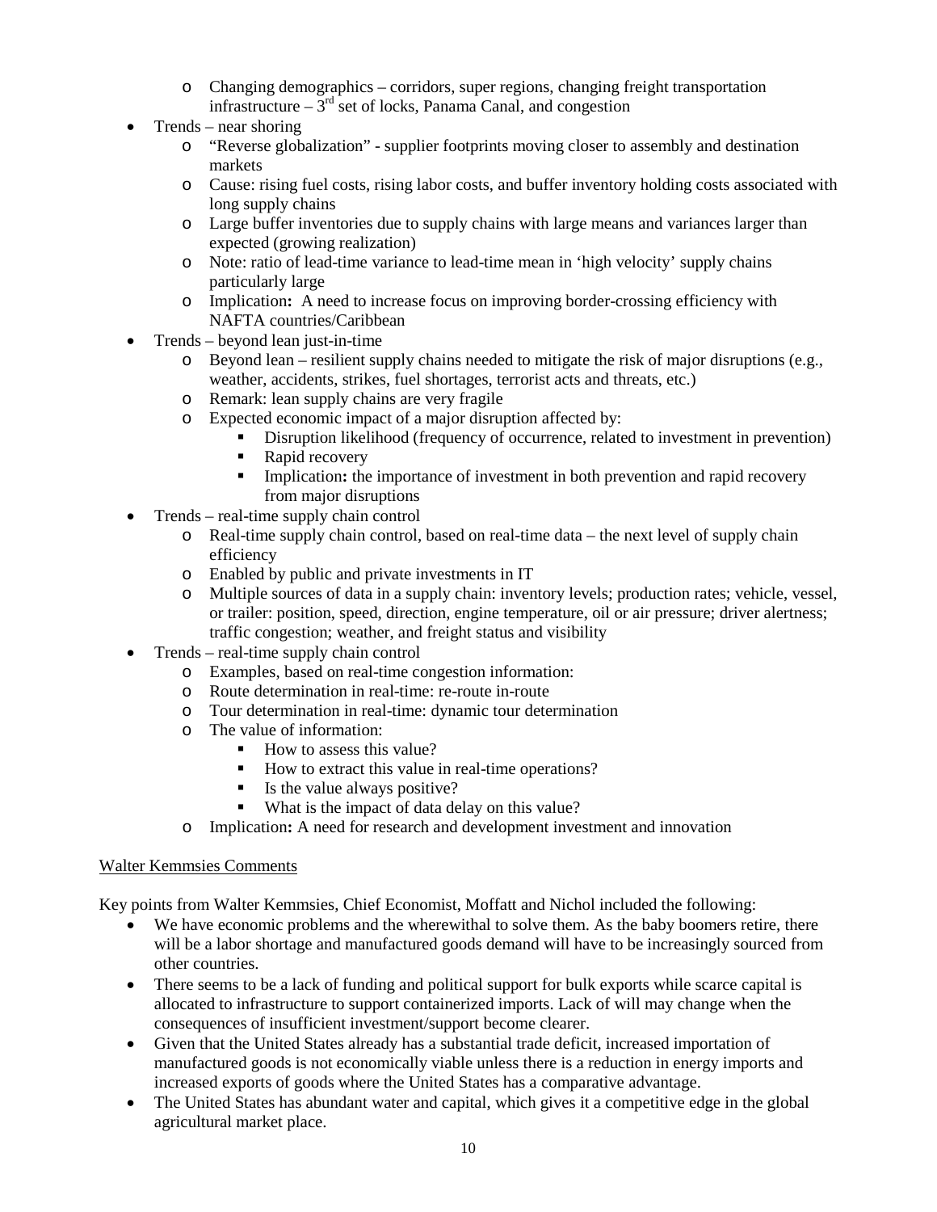- Changing demographics – corridors, super regions, changing freight transportation infrastructure – 3rd set of locks, Panama Canal, and congestion
- Trends – near shoring
    - "Reverse globalization" - supplier footprints moving closer to assembly and destination markets
    - Cause: rising fuel costs, rising labor costs, and buffer inventory holding costs associated with long supply chains
    - Large buffer inventories due to supply chains with large means and variances larger than expected (growing realization)
    - Note: ratio of lead-time variance to lead-time mean in 'high velocity' supply chains particularly large
    - Implication**:** A need to increase focus on improving border-crossing efficiency with NAFTA countries/Caribbean
- Trends – beyond lean just-in-time
    - Beyond lean – resilient supply chains needed to mitigate the risk of major disruptions (e.g., weather, accidents, strikes, fuel shortages, terrorist acts and threats, etc.)
    - Remark: lean supply chains are very fragile
    - Expected economic impact of a major disruption affected by:
        - Disruption likelihood (frequency of occurrence, related to investment in prevention)
        - Rapid recovery
        - Implication**:** the importance of investment in both prevention and rapid recovery from major disruptions
- Trends – real-time supply chain control
    - Real-time supply chain control, based on real-time data – the next level of supply chain efficiency
    - Enabled by public and private investments in IT
    - Multiple sources of data in a supply chain: inventory levels; production rates; vehicle, vessel, or trailer: position, speed, direction, engine temperature, oil or air pressure; driver alertness; traffic congestion; weather, and freight status and visibility
- Trends – real-time supply chain control
    - Examples, based on real-time congestion information:
    - Route determination in real-time: re-route in-route
    - Tour determination in real-time: dynamic tour determination
    - The value of information:
        - How to assess this value?
        - How to extract this value in real-time operations?
        - Is the value always positive?
        - What is the impact of data delay on this value?
    - Implication**:** A need for research and development investment and innovation

<u>Walter Kemmsies Comments</u>

Key points from Walter Kemmsies, Chief Economist, Moffatt and Nichol included the following:

- We have economic problems and the wherewithal to solve them. As the baby boomers retire, there will be a labor shortage and manufactured goods demand will have to be increasingly sourced from other countries.
- There seems to be a lack of funding and political support for bulk exports while scarce capital is allocated to infrastructure to support containerized imports. Lack of will may change when the consequences of insufficient investment/support become clearer.
- Given that the United States already has a substantial trade deficit, increased importation of manufactured goods is not economically viable unless there is a reduction in energy imports and increased exports of goods where the United States has a comparative advantage.
- The United States has abundant water and capital, which gives it a competitive edge in the global agricultural market place.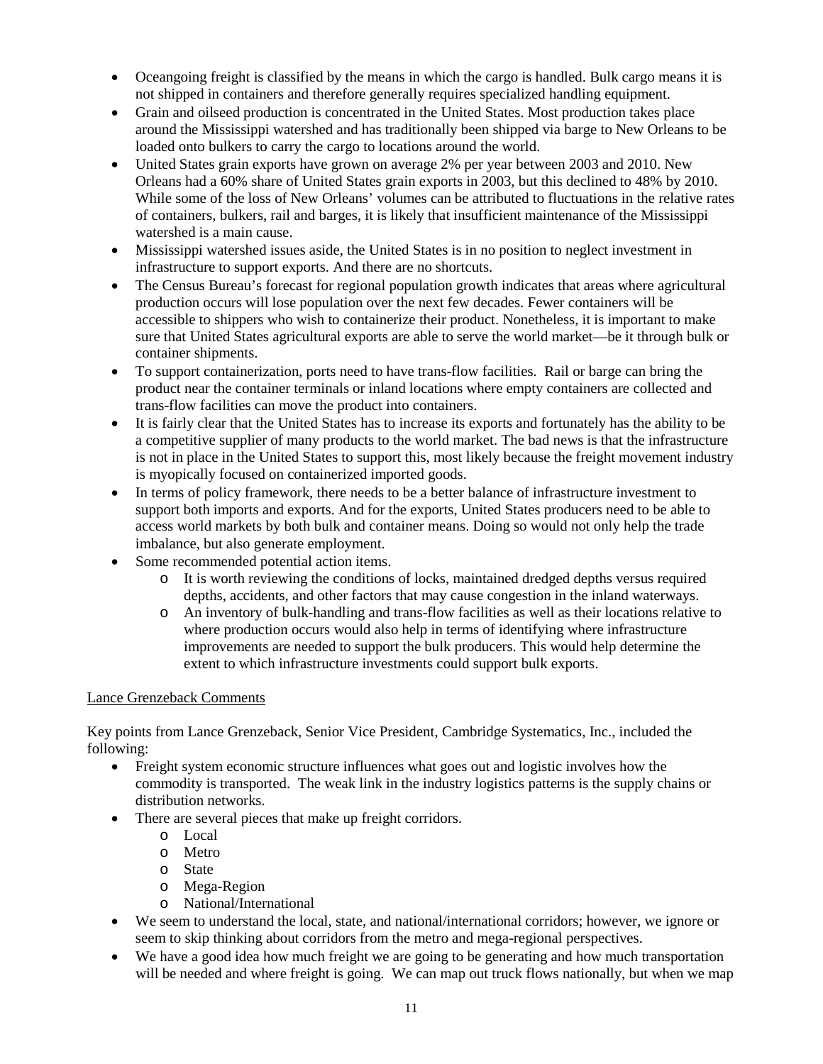- Oceangoing freight is classified by the means in which the cargo is handled. Bulk cargo means it is not shipped in containers and therefore generally requires specialized handling equipment.
- Grain and oilseed production is concentrated in the United States. Most production takes place around the Mississippi watershed and has traditionally been shipped via barge to New Orleans to be loaded onto bulkers to carry the cargo to locations around the world.
- United States grain exports have grown on average 2% per year between 2003 and 2010. New Orleans had a 60% share of United States grain exports in 2003, but this declined to 48% by 2010. While some of the loss of New Orleans' volumes can be attributed to fluctuations in the relative rates of containers, bulkers, rail and barges, it is likely that insufficient maintenance of the Mississippi watershed is a main cause.
- Mississippi watershed issues aside, the United States is in no position to neglect investment in infrastructure to support exports. And there are no shortcuts.
- The Census Bureau's forecast for regional population growth indicates that areas where agricultural production occurs will lose population over the next few decades. Fewer containers will be accessible to shippers who wish to containerize their product. Nonetheless, it is important to make sure that United States agricultural exports are able to serve the world market—be it through bulk or container shipments.
- To support containerization, ports need to have trans-flow facilities. Rail or barge can bring the product near the container terminals or inland locations where empty containers are collected and trans-flow facilities can move the product into containers.
- It is fairly clear that the United States has to increase its exports and fortunately has the ability to be a competitive supplier of many products to the world market. The bad news is that the infrastructure is not in place in the United States to support this, most likely because the freight movement industry is myopically focused on containerized imported goods.
- In terms of policy framework, there needs to be a better balance of infrastructure investment to support both imports and exports. And for the exports, United States producers need to be able to access world markets by both bulk and container means. Doing so would not only help the trade imbalance, but also generate employment.
- Some recommended potential action items.
    - It is worth reviewing the conditions of locks, maintained dredged depths versus required depths, accidents, and other factors that may cause congestion in the inland waterways.
    - An inventory of bulk-handling and trans-flow facilities as well as their locations relative to where production occurs would also help in terms of identifying where infrastructure improvements are needed to support the bulk producers. This would help determine the extent to which infrastructure investments could support bulk exports.

Lance Grenzeback Comments

Key points from Lance Grenzeback, Senior Vice President, Cambridge Systematics, Inc., included the following:

- Freight system economic structure influences what goes out and logistic involves how the commodity is transported. The weak link in the industry logistics patterns is the supply chains or distribution networks.
- There are several pieces that make up freight corridors.
    - Local
    - Metro
    - State
    - Mega-Region
    - National/International
- We seem to understand the local, state, and national/international corridors; however, we ignore or seem to skip thinking about corridors from the metro and mega-regional perspectives.
- We have a good idea how much freight we are going to be generating and how much transportation will be needed and where freight is going. We can map out truck flows nationally, but when we map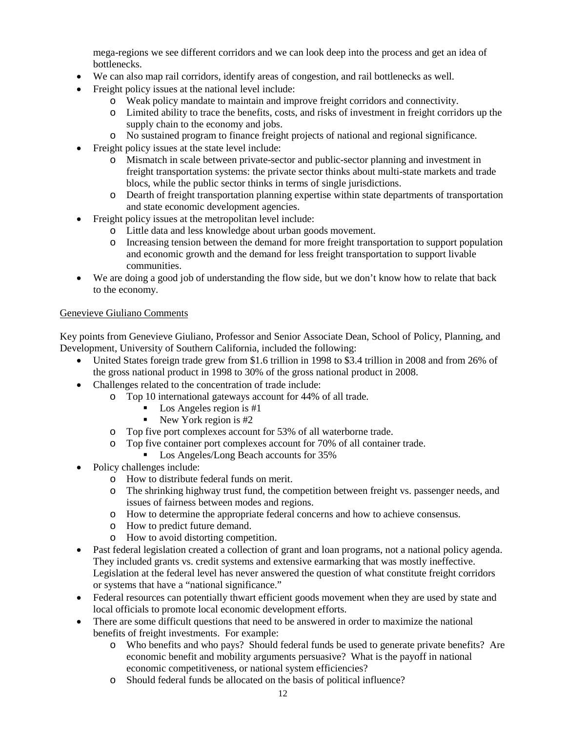mega-regions we see different corridors and we can look deep into the process and get an idea of bottlenecks.

- We can also map rail corridors, identify areas of congestion, and rail bottlenecks as well.
- Freight policy issues at the national level include:
  - Weak policy mandate to maintain and improve freight corridors and connectivity.
  - Limited ability to trace the benefits, costs, and risks of investment in freight corridors up the supply chain to the economy and jobs.
  - No sustained program to finance freight projects of national and regional significance.
- Freight policy issues at the state level include:
  - Mismatch in scale between private-sector and public-sector planning and investment in freight transportation systems: the private sector thinks about multi-state markets and trade blocs, while the public sector thinks in terms of single jurisdictions.
  - Dearth of freight transportation planning expertise within state departments of transportation and state economic development agencies.
- Freight policy issues at the metropolitan level include:
  - Little data and less knowledge about urban goods movement.
  - Increasing tension between the demand for more freight transportation to support population and economic growth and the demand for less freight transportation to support livable communities.
- We are doing a good job of understanding the flow side, but we don't know how to relate that back to the economy.

<u>Genevieve Giuliano Comments</u>

Key points from Genevieve Giuliano, Professor and Senior Associate Dean, School of Policy, Planning, and Development, University of Southern California, included the following:

- United States foreign trade grew from $1.6 trillion in 1998 to $3.4 trillion in 2008 and from 26% of the gross national product in 1998 to 30% of the gross national product in 2008.
- Challenges related to the concentration of trade include:
  - Top 10 international gateways account for 44% of all trade.
    - Los Angeles region is #1
    - New York region is #2
  - Top five port complexes account for 53% of all waterborne trade.
  - Top five container port complexes account for 70% of all container trade.
    - Los Angeles/Long Beach accounts for 35%
- Policy challenges include:
  - How to distribute federal funds on merit.
  - The shrinking highway trust fund, the competition between freight vs. passenger needs, and issues of fairness between modes and regions.
  - How to determine the appropriate federal concerns and how to achieve consensus.
  - How to predict future demand.
  - How to avoid distorting competition.
- Past federal legislation created a collection of grant and loan programs, not a national policy agenda. They included grants vs. credit systems and extensive earmarking that was mostly ineffective. Legislation at the federal level has never answered the question of what constitute freight corridors or systems that have a "national significance."
- Federal resources can potentially thwart efficient goods movement when they are used by state and local officials to promote local economic development efforts.
- There are some difficult questions that need to be answered in order to maximize the national benefits of freight investments. For example:
  - Who benefits and who pays? Should federal funds be used to generate private benefits? Are economic benefit and mobility arguments persuasive? What is the payoff in national economic competitiveness, or national system efficiencies?
  - Should federal funds be allocated on the basis of political influence?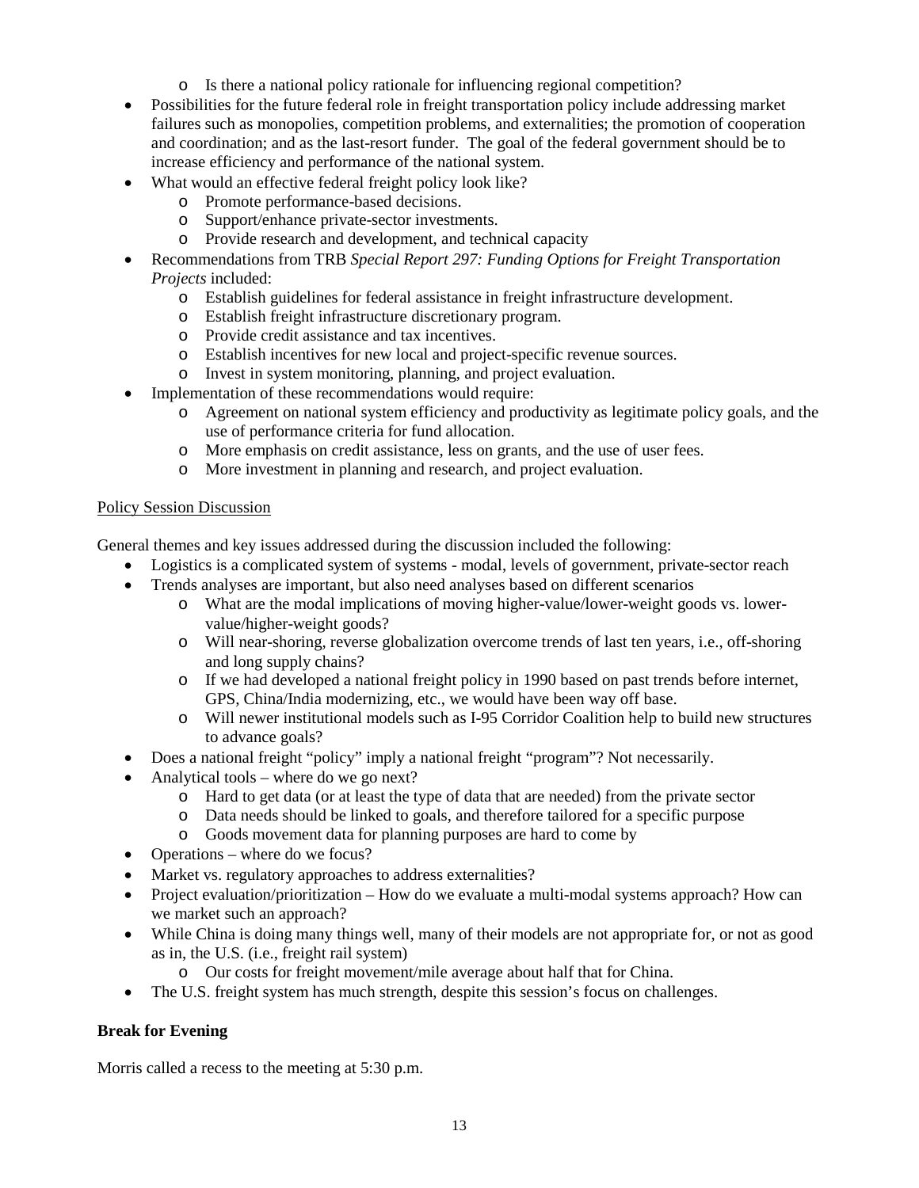- Is there a national policy rationale for influencing regional competition?
- Possibilities for the future federal role in freight transportation policy include addressing market failures such as monopolies, competition problems, and externalities; the promotion of cooperation and coordination; and as the last-resort funder. The goal of the federal government should be to increase efficiency and performance of the national system.
- What would an effective federal freight policy look like?
  - Promote performance-based decisions.
  - Support/enhance private-sector investments.
  - Provide research and development, and technical capacity
- Recommendations from TRB *Special Report 297: Funding Options for Freight Transportation Projects* included:
  - Establish guidelines for federal assistance in freight infrastructure development.
  - Establish freight infrastructure discretionary program.
  - Provide credit assistance and tax incentives.
  - Establish incentives for new local and project-specific revenue sources.
  - Invest in system monitoring, planning, and project evaluation.
- Implementation of these recommendations would require:
  - Agreement on national system efficiency and productivity as legitimate policy goals, and the use of performance criteria for fund allocation.
  - More emphasis on credit assistance, less on grants, and the use of user fees.
  - More investment in planning and research, and project evaluation.

<u>Policy Session Discussion</u>

General themes and key issues addressed during the discussion included the following:

- Logistics is a complicated system of systems - modal, levels of government, private-sector reach
- Trends analyses are important, but also need analyses based on different scenarios
  - What are the modal implications of moving higher-value/lower-weight goods vs. lower-value/higher-weight goods?
  - Will near-shoring, reverse globalization overcome trends of last ten years, i.e., off-shoring and long supply chains?
  - If we had developed a national freight policy in 1990 based on past trends before internet, GPS, China/India modernizing, etc., we would have been way off base.
  - Will newer institutional models such as I-95 Corridor Coalition help to build new structures to advance goals?
- Does a national freight "policy" imply a national freight "program"? Not necessarily.
- Analytical tools – where do we go next?
  - Hard to get data (or at least the type of data that are needed) from the private sector
  - Data needs should be linked to goals, and therefore tailored for a specific purpose
  - Goods movement data for planning purposes are hard to come by
- Operations – where do we focus?
- Market vs. regulatory approaches to address externalities?
- Project evaluation/prioritization – How do we evaluate a multi-modal systems approach? How can we market such an approach?
- While China is doing many things well, many of their models are not appropriate for, or not as good as in, the U.S. (i.e., freight rail system)
  - Our costs for freight movement/mile average about half that for China.
- The U.S. freight system has much strength, despite this session's focus on challenges.

**Break for Evening**

Morris called a recess to the meeting at 5:30 p.m.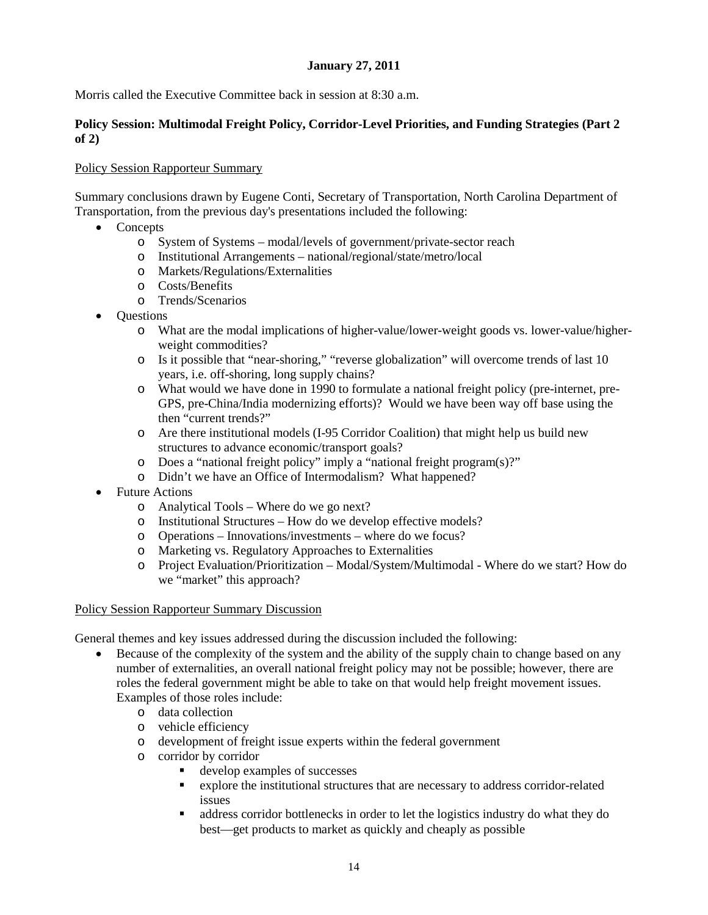**January 27, 2011**

Morris called the Executive Committee back in session at 8:30 a.m.

**Policy Session: Multimodal Freight Policy, Corridor-Level Priorities, and Funding Strategies (Part 2 of 2)**

Policy Session Rapporteur Summary

Summary conclusions drawn by Eugene Conti, Secretary of Transportation, North Carolina Department of Transportation, from the previous day's presentations included the following:

- Concepts
  - System of Systems – modal/levels of government/private-sector reach
  - Institutional Arrangements – national/regional/state/metro/local
  - Markets/Regulations/Externalities
  - Costs/Benefits
  - Trends/Scenarios
- Questions
  - What are the modal implications of higher-value/lower-weight goods vs. lower-value/higher-weight commodities?
  - Is it possible that "near-shoring," "reverse globalization" will overcome trends of last 10 years, i.e. off-shoring, long supply chains?
  - What would we have done in 1990 to formulate a national freight policy (pre-internet, pre-GPS, pre-China/India modernizing efforts)? Would we have been way off base using the then "current trends?"
  - Are there institutional models (I-95 Corridor Coalition) that might help us build new structures to advance economic/transport goals?
  - Does a "national freight policy" imply a "national freight program(s)?"
  - Didn't we have an Office of Intermodalism? What happened?
- Future Actions
  - Analytical Tools – Where do we go next?
  - Institutional Structures – How do we develop effective models?
  - Operations – Innovations/investments – where do we focus?
  - Marketing vs. Regulatory Approaches to Externalities
  - Project Evaluation/Prioritization – Modal/System/Multimodal - Where do we start? How do we "market" this approach?

Policy Session Rapporteur Summary Discussion

General themes and key issues addressed during the discussion included the following:

- Because of the complexity of the system and the ability of the supply chain to change based on any number of externalities, an overall national freight policy may not be possible; however, there are roles the federal government might be able to take on that would help freight movement issues. Examples of those roles include:
  - data collection
  - vehicle efficiency
  - development of freight issue experts within the federal government
  - corridor by corridor
    - develop examples of successes
    - explore the institutional structures that are necessary to address corridor-related issues
    - address corridor bottlenecks in order to let the logistics industry do what they do best—get products to market as quickly and cheaply as possible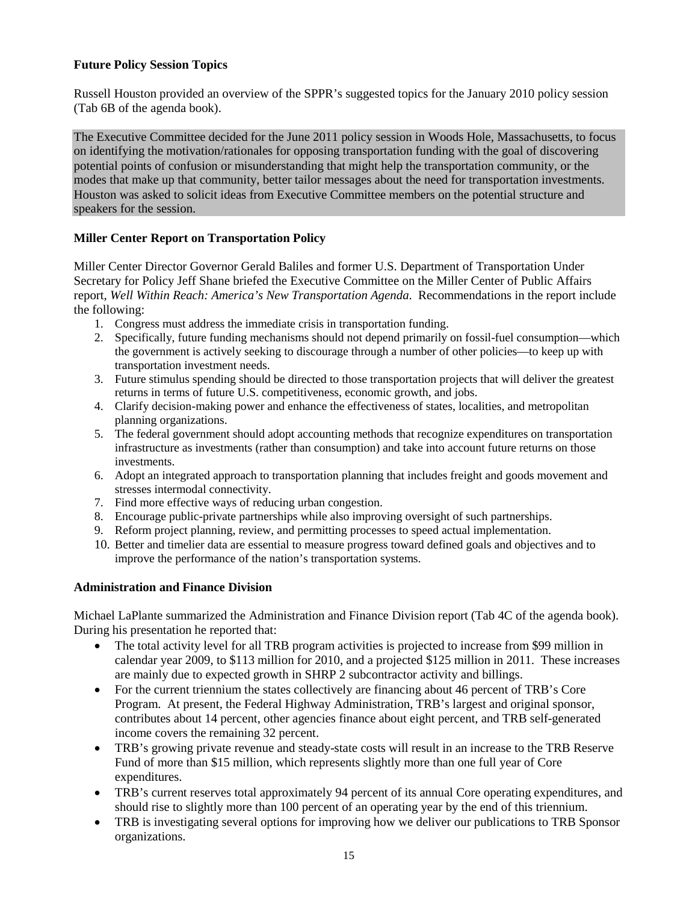**Future Policy Session Topics**

Russell Houston provided an overview of the SPPR's suggested topics for the January 2010 policy session (Tab 6B of the agenda book).

The Executive Committee decided for the June 2011 policy session in Woods Hole, Massachusetts, to focus on identifying the motivation/rationales for opposing transportation funding with the goal of discovering potential points of confusion or misunderstanding that might help the transportation community, or the modes that make up that community, better tailor messages about the need for transportation investments. Houston was asked to solicit ideas from Executive Committee members on the potential structure and speakers for the session.

**Miller Center Report on Transportation Policy**

Miller Center Director Governor Gerald Baliles and former U.S. Department of Transportation Under Secretary for Policy Jeff Shane briefed the Executive Committee on the Miller Center of Public Affairs report, *Well Within Reach: America's New Transportation Agenda*. Recommendations in the report include the following:

1. Congress must address the immediate crisis in transportation funding.
2. Specifically, future funding mechanisms should not depend primarily on fossil-fuel consumption—which the government is actively seeking to discourage through a number of other policies—to keep up with transportation investment needs.
3. Future stimulus spending should be directed to those transportation projects that will deliver the greatest returns in terms of future U.S. competitiveness, economic growth, and jobs.
4. Clarify decision-making power and enhance the effectiveness of states, localities, and metropolitan planning organizations.
5. The federal government should adopt accounting methods that recognize expenditures on transportation infrastructure as investments (rather than consumption) and take into account future returns on those investments.
6. Adopt an integrated approach to transportation planning that includes freight and goods movement and stresses intermodal connectivity.
7. Find more effective ways of reducing urban congestion.
8. Encourage public-private partnerships while also improving oversight of such partnerships.
9. Reform project planning, review, and permitting processes to speed actual implementation.
10. Better and timelier data are essential to measure progress toward defined goals and objectives and to improve the performance of the nation's transportation systems.

**Administration and Finance Division**

Michael LaPlante summarized the Administration and Finance Division report (Tab 4C of the agenda book). During his presentation he reported that:

- The total activity level for all TRB program activities is projected to increase from $99 million in calendar year 2009, to $113 million for 2010, and a projected $125 million in 2011. These increases are mainly due to expected growth in SHRP 2 subcontractor activity and billings.
- For the current triennium the states collectively are financing about 46 percent of TRB's Core Program. At present, the Federal Highway Administration, TRB's largest and original sponsor, contributes about 14 percent, other agencies finance about eight percent, and TRB self-generated income covers the remaining 32 percent.
- TRB's growing private revenue and steady-state costs will result in an increase to the TRB Reserve Fund of more than $15 million, which represents slightly more than one full year of Core expenditures.
- TRB's current reserves total approximately 94 percent of its annual Core operating expenditures, and should rise to slightly more than 100 percent of an operating year by the end of this triennium.
- TRB is investigating several options for improving how we deliver our publications to TRB Sponsor organizations.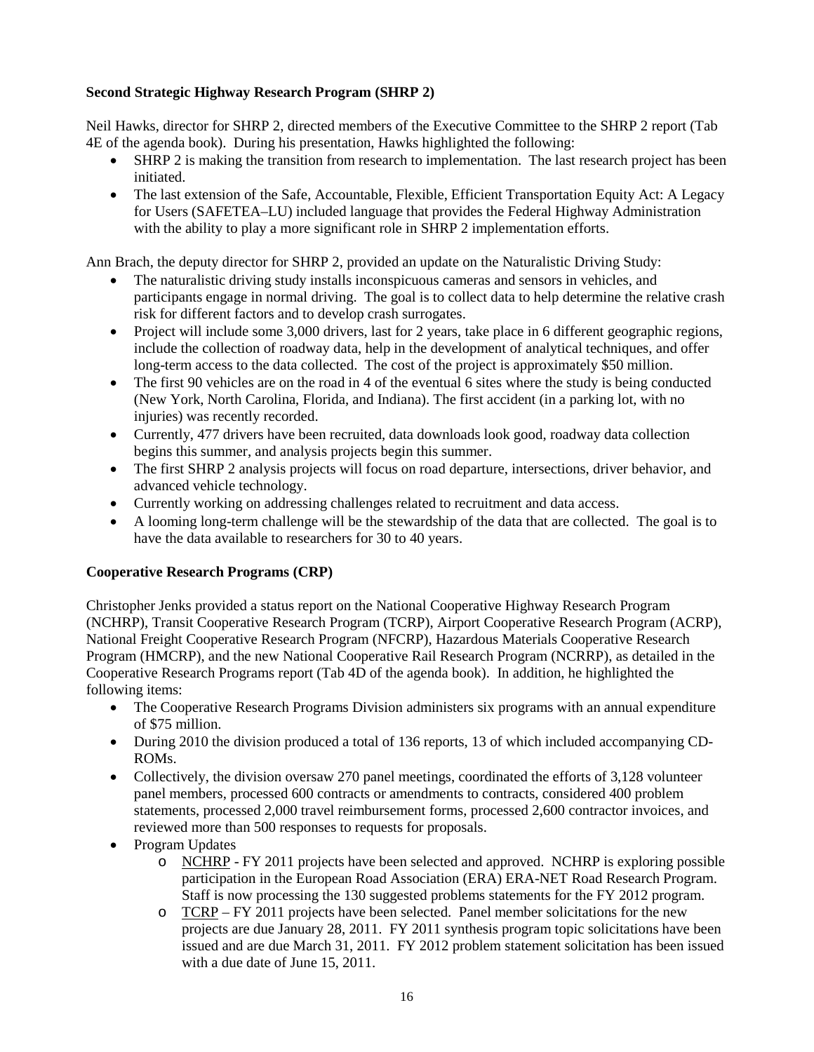**Second Strategic Highway Research Program (SHRP 2)**

Neil Hawks, director for SHRP 2, directed members of the Executive Committee to the SHRP 2 report (Tab 4E of the agenda book). During his presentation, Hawks highlighted the following:

- SHRP 2 is making the transition from research to implementation. The last research project has been initiated.
- The last extension of the Safe, Accountable, Flexible, Efficient Transportation Equity Act: A Legacy for Users (SAFETEA–LU) included language that provides the Federal Highway Administration with the ability to play a more significant role in SHRP 2 implementation efforts.

Ann Brach, the deputy director for SHRP 2, provided an update on the Naturalistic Driving Study:

- The naturalistic driving study installs inconspicuous cameras and sensors in vehicles, and participants engage in normal driving. The goal is to collect data to help determine the relative crash risk for different factors and to develop crash surrogates.
- Project will include some 3,000 drivers, last for 2 years, take place in 6 different geographic regions, include the collection of roadway data, help in the development of analytical techniques, and offer long-term access to the data collected. The cost of the project is approximately $50 million.
- The first 90 vehicles are on the road in 4 of the eventual 6 sites where the study is being conducted (New York, North Carolina, Florida, and Indiana). The first accident (in a parking lot, with no injuries) was recently recorded.
- Currently, 477 drivers have been recruited, data downloads look good, roadway data collection begins this summer, and analysis projects begin this summer.
- The first SHRP 2 analysis projects will focus on road departure, intersections, driver behavior, and advanced vehicle technology.
- Currently working on addressing challenges related to recruitment and data access.
- A looming long-term challenge will be the stewardship of the data that are collected. The goal is to have the data available to researchers for 30 to 40 years.

**Cooperative Research Programs (CRP)**

Christopher Jenks provided a status report on the National Cooperative Highway Research Program (NCHRP), Transit Cooperative Research Program (TCRP), Airport Cooperative Research Program (ACRP), National Freight Cooperative Research Program (NFCRP), Hazardous Materials Cooperative Research Program (HMCRP), and the new National Cooperative Rail Research Program (NCRRP), as detailed in the Cooperative Research Programs report (Tab 4D of the agenda book). In addition, he highlighted the following items:

- The Cooperative Research Programs Division administers six programs with an annual expenditure of $75 million.
- During 2010 the division produced a total of 136 reports, 13 of which included accompanying CD-ROMs.
- Collectively, the division oversaw 270 panel meetings, coordinated the efforts of 3,128 volunteer panel members, processed 600 contracts or amendments to contracts, considered 400 problem statements, processed 2,000 travel reimbursement forms, processed 2,600 contractor invoices, and reviewed more than 500 responses to requests for proposals.
- Program Updates
    - NCHRP - FY 2011 projects have been selected and approved. NCHRP is exploring possible participation in the European Road Association (ERA) ERA-NET Road Research Program. Staff is now processing the 130 suggested problems statements for the FY 2012 program.
    - TCRP – FY 2011 projects have been selected. Panel member solicitations for the new projects are due January 28, 2011. FY 2011 synthesis program topic solicitations have been issued and are due March 31, 2011. FY 2012 problem statement solicitation has been issued with a due date of June 15, 2011.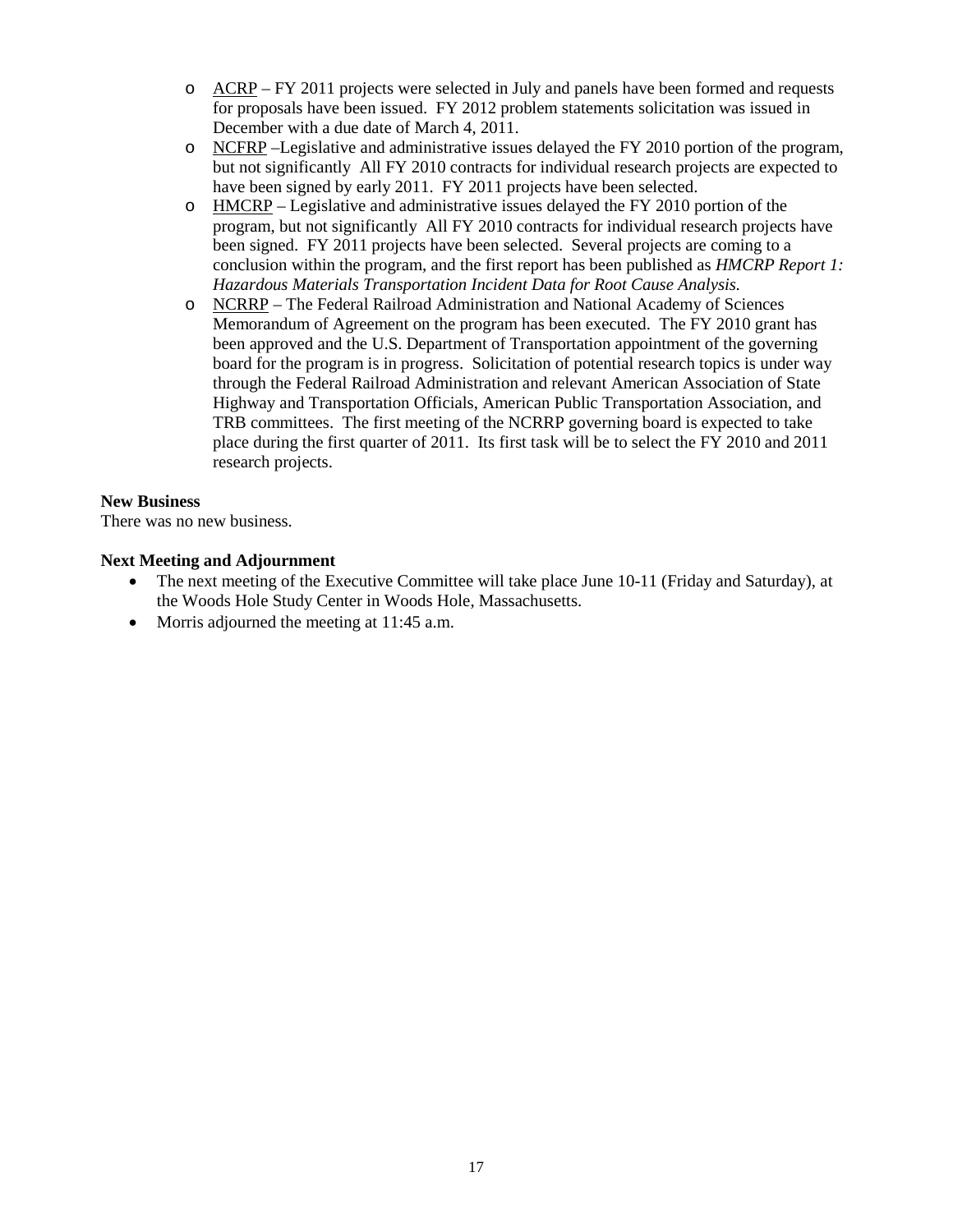- ACRP – FY 2011 projects were selected in July and panels have been formed and requests for proposals have been issued. FY 2012 problem statements solicitation was issued in December with a due date of March 4, 2011.
- NCFRP –Legislative and administrative issues delayed the FY 2010 portion of the program, but not significantly All FY 2010 contracts for individual research projects are expected to have been signed by early 2011. FY 2011 projects have been selected.
- HMCRP – Legislative and administrative issues delayed the FY 2010 portion of the program, but not significantly All FY 2010 contracts for individual research projects have been signed. FY 2011 projects have been selected. Several projects are coming to a conclusion within the program, and the first report has been published as *HMCRP Report 1: Hazardous Materials Transportation Incident Data for Root Cause Analysis.*
- NCRRP – The Federal Railroad Administration and National Academy of Sciences Memorandum of Agreement on the program has been executed. The FY 2010 grant has been approved and the U.S. Department of Transportation appointment of the governing board for the program is in progress. Solicitation of potential research topics is under way through the Federal Railroad Administration and relevant American Association of State Highway and Transportation Officials, American Public Transportation Association, and TRB committees. The first meeting of the NCRRP governing board is expected to take place during the first quarter of 2011. Its first task will be to select the FY 2010 and 2011 research projects.

**New Business**

There was no new business.

**Next Meeting and Adjournment**

- The next meeting of the Executive Committee will take place June 10-11 (Friday and Saturday), at the Woods Hole Study Center in Woods Hole, Massachusetts.
- Morris adjourned the meeting at 11:45 a.m.